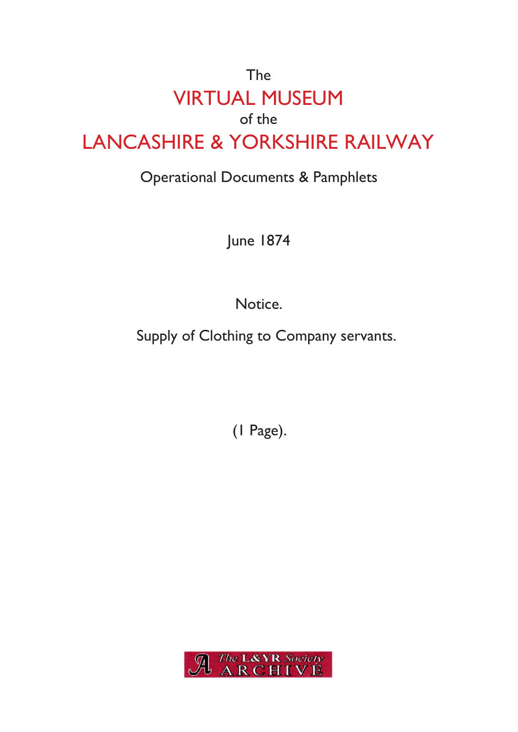The

# VIRTUAL MUSEUM

of the

# LANCASHIRE & YORKSHIRE RAILWAY

Operational Documents & Pamphlets

June 1874

Notice.

Supply of Clothing to Company servants.

(1 Page).

The L&YR Society ARCHIVE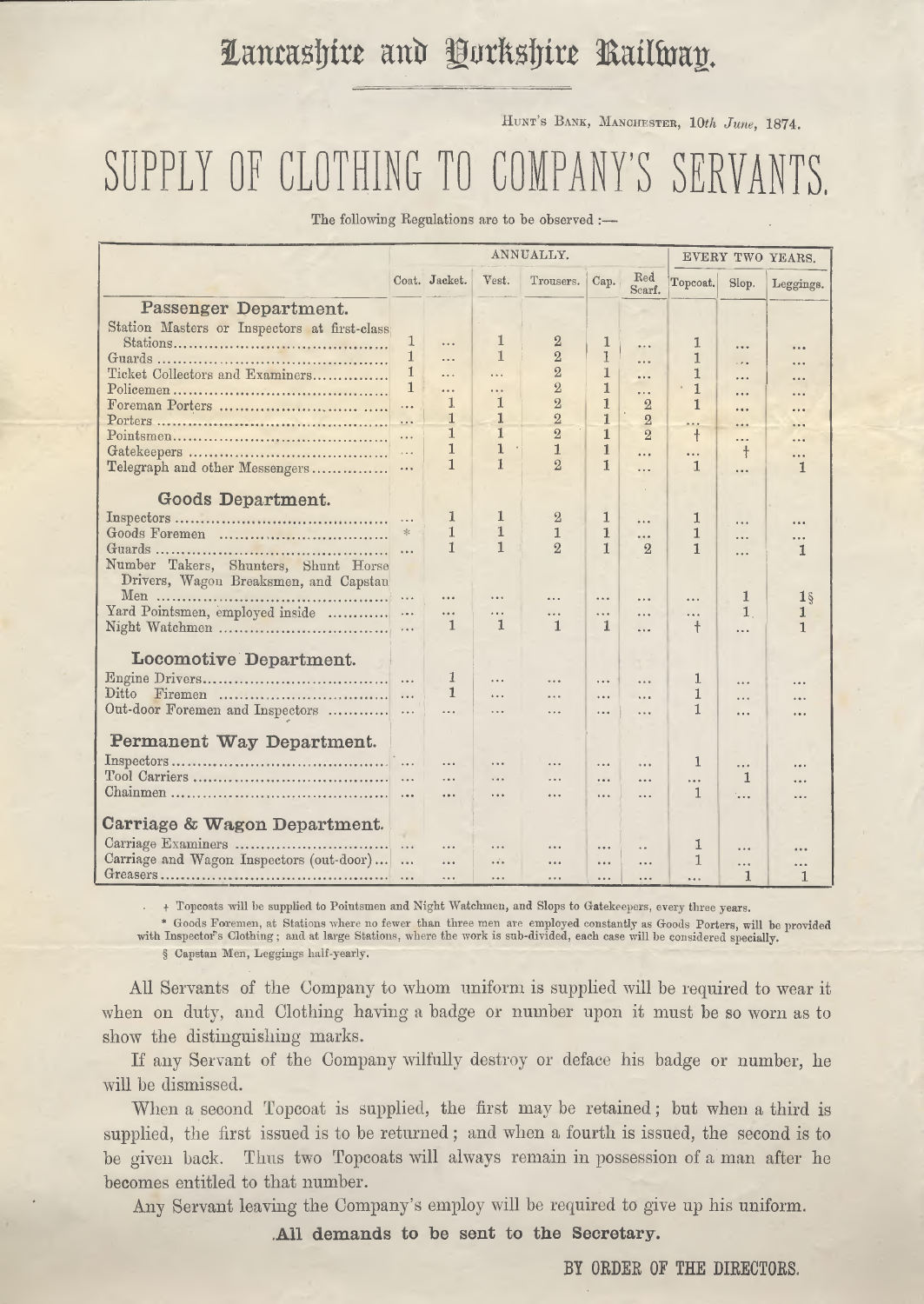# Lancashire and Yorkshire Railway.

HUNT'S BANK, MANCHESTER, 10*th June*, 1874.

# SUPPLY OF CLOTHING TO COMPANY'S SERVANTS.

The following Regulations are to be observed :—

| | ANNUALLY. | | | | | | EVERY TWO YEARS. | | |
|---|---|---|---|---|---|---|---|---|---|
| | Coat. | Jacket. | Vest. | Trousers. | Cap. | Red Scarf. | Topcoat. | Slop. | Leggings. |
| **Passenger Department.** | | | | | | | | | |
| Station Masters or Inspectors at first-class Stations | 1 | ... | 1 | 2 | 1 | ... | 1 | ... | ... |
| Guards | 1 | ... | 1 | 2 | 1 | ... | 1 | ... | ... |
| Ticket Collectors and Examiners | 1 | ... | ... | 2 | 1 | ... | 1 | ... | ... |
| Policemen | 1 | ... | ... | 2 | 1 | ... | 1 | ... | ... |
| Foreman Porters | ... | 1 | 1 | 2 | 1 | 2 | 1 | ... | ... |
| Porters | ... | 1 | 1 | 2 | 1 | 2 | ... | ... | ... |
| Pointsmen | ... | 1 | 1 | 2 | 1 | 2 | † | ... | ... |
| Gatekeepers | ... | 1 | 1 | 1 | 1 | ... | ... | † | ... |
| Telegraph and other Messengers | ... | 1 | 1 | 2 | 1 | ... | 1 | ... | 1 |
| **Goods Department.** | | | | | | | | | |
| Inspectors | ... | 1 | 1 | 2 | 1 | ... | 1 | ... | ... |
| Goods Foremen | * | 1 | 1 | 1 | 1 | ... | 1 | ... | ... |
| Guards | ... | 1 | 1 | 2 | 1 | 2 | 1 | ... | 1 |
| Number Takers, Shunters, Shunt Horse Drivers, Wagon Breaksmen, and Capstan Men | ... | ... | ... | ... | ... | ... | ... | 1 | 1§ |
| Yard Pointsmen, employed inside | ... | ... | ... | ... | ... | ... | ... | 1 | 1 |
| Night Watchmen | ... | 1 | 1 | 1 | 1 | ... | † | ... | 1 |
| **Locomotive Department.** | | | | | | | | | |
| Engine Drivers | ... | 1 | ... | ... | ... | ... | 1 | ... | ... |
| Ditto Firemen | ... | 1 | ... | ... | ... | ... | 1 | ... | ... |
| Out-door Foremen and Inspectors | ... | ... | ... | ... | ... | ... | 1 | ... | ... |
| **Permanent Way Department.** | | | | | | | | | |
| Inspectors | ... | ... | ... | ... | ... | ... | 1 | ... | ... |
| Tool Carriers | ... | ... | ... | ... | ... | ... | ... | 1 | ... |
| Chainmen | ... | ... | ... | ... | ... | ... | 1 | ... | ... |
| **Carriage & Wagon Department.** | | | | | | | | | |
| Carriage Examiners | ... | ... | ... | ... | ... | .. | 1 | ... | ... |
| Carriage and Wagon Inspectors (out-door) | ... | ... | ... | ... | ... | ... | 1 | ... | ... |
| Greasers | ... | ... | ... | ... | ... | ... | ... | 1 | 1 |

† Topcoats will be supplied to Pointsmen and Night Watchmen, and Slops to Gatekeepers, every three years.

* Goods Foremen, at Stations where no fewer than three men are employed constantly as Goods Porters, will be provided with Inspector's Clothing; and at large Stations, where the work is sub-divided, each case will be considered specially.

§ Capstan Men, Leggings half-yearly.

All Servants of the Company to whom uniform is supplied will be required to wear it when on duty, and Clothing having a badge or number upon it must be so worn as to show the distinguishing marks.

If any Servant of the Company wilfully destroy or deface his badge or number, he will be dismissed.

When a second Topcoat is supplied, the first may be retained; but when a third is supplied, the first issued is to be returned; and when a fourth is issued, the second is to be given back. Thus two Topcoats will always remain in possession of a man after he becomes entitled to that number.

Any Servant leaving the Company's employ will be required to give up his uniform.

**All demands to be sent to the Secretary.**

BY ORDER OF THE DIRECTORS.